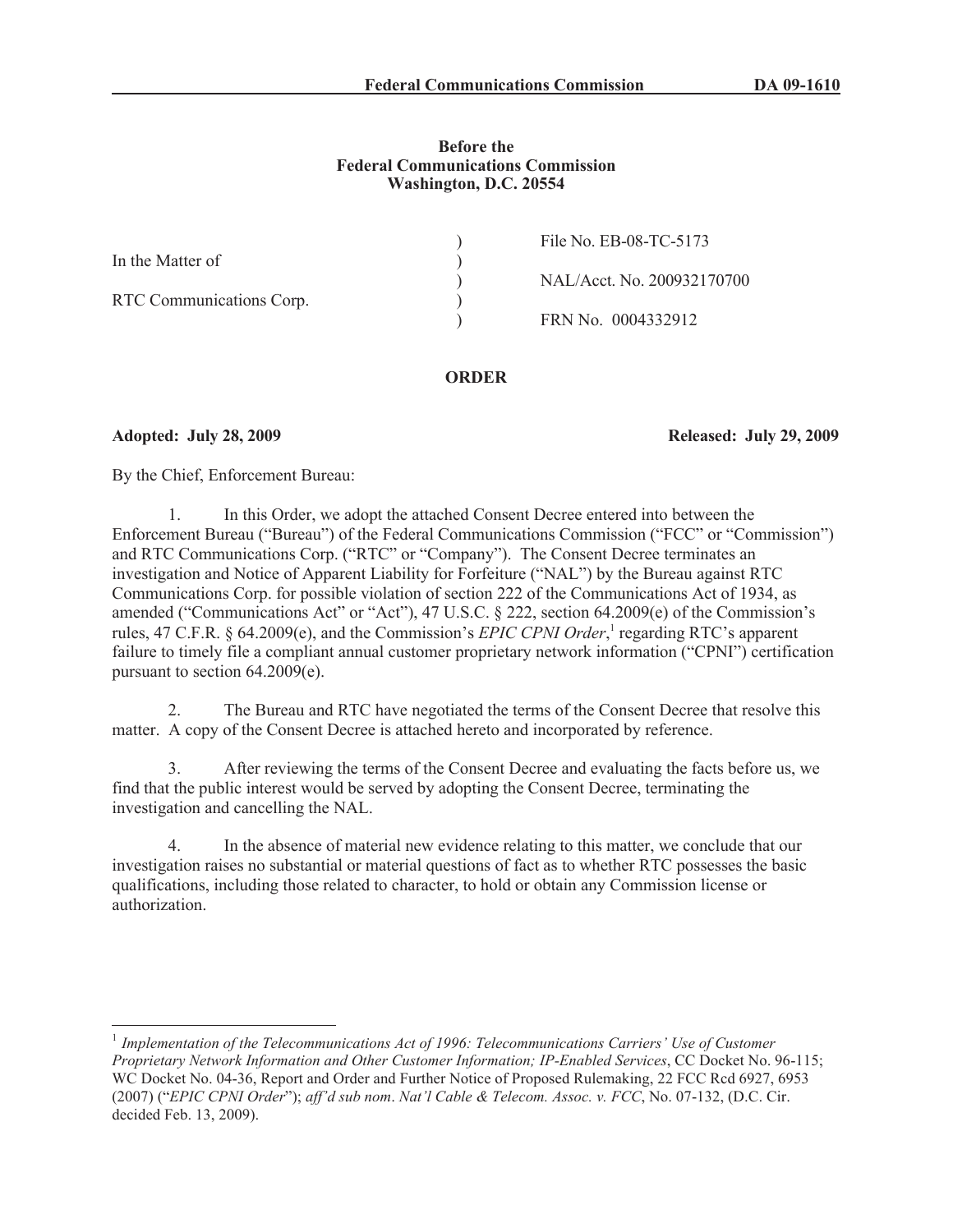**Federal Communications Commission DA 09-1610**

**Before the**
**Federal Communications Commission**
**Washington, D.C. 20554**

| | | |
|---|---|---|
| In the Matter of | ) | File No. EB-08-TC-5173 |
| | ) | NAL/Acct. No. 200932170700 |
| RTC Communications Corp. | ) | FRN No. 0004332912 |

## ORDER

**Adopted: July 28, 2009** **Released: July 29, 2009**

By the Chief, Enforcement Bureau:

1. In this Order, we adopt the attached Consent Decree entered into between the Enforcement Bureau ("Bureau") of the Federal Communications Commission ("FCC" or "Commission") and RTC Communications Corp. ("RTC" or "Company"). The Consent Decree terminates an investigation and Notice of Apparent Liability for Forfeiture ("NAL") by the Bureau against RTC Communications Corp. for possible violation of section 222 of the Communications Act of 1934, as amended ("Communications Act" or "Act"), 47 U.S.C. § 222, section 64.2009(e) of the Commission's rules, 47 C.F.R. § 64.2009(e), and the Commission's *EPIC CPNI Order*,[1] regarding RTC's apparent failure to timely file a compliant annual customer proprietary network information ("CPNI") certification pursuant to section 64.2009(e).

2. The Bureau and RTC have negotiated the terms of the Consent Decree that resolve this matter. A copy of the Consent Decree is attached hereto and incorporated by reference.

3. After reviewing the terms of the Consent Decree and evaluating the facts before us, we find that the public interest would be served by adopting the Consent Decree, terminating the investigation and cancelling the NAL.

4. In the absence of material new evidence relating to this matter, we conclude that our investigation raises no substantial or material questions of fact as to whether RTC possesses the basic qualifications, including those related to character, to hold or obtain any Commission license or authorization.

---

[1] *Implementation of the Telecommunications Act of 1996: Telecommunications Carriers' Use of Customer Proprietary Network Information and Other Customer Information; IP-Enabled Services*, CC Docket No. 96-115; WC Docket No. 04-36, Report and Order and Further Notice of Proposed Rulemaking, 22 FCC Rcd 6927, 6953 (2007) ("*EPIC CPNI Order*"); *aff'd sub nom*. *Nat'l Cable & Telecom. Assoc. v. FCC*, No. 07-132, (D.C. Cir. decided Feb. 13, 2009).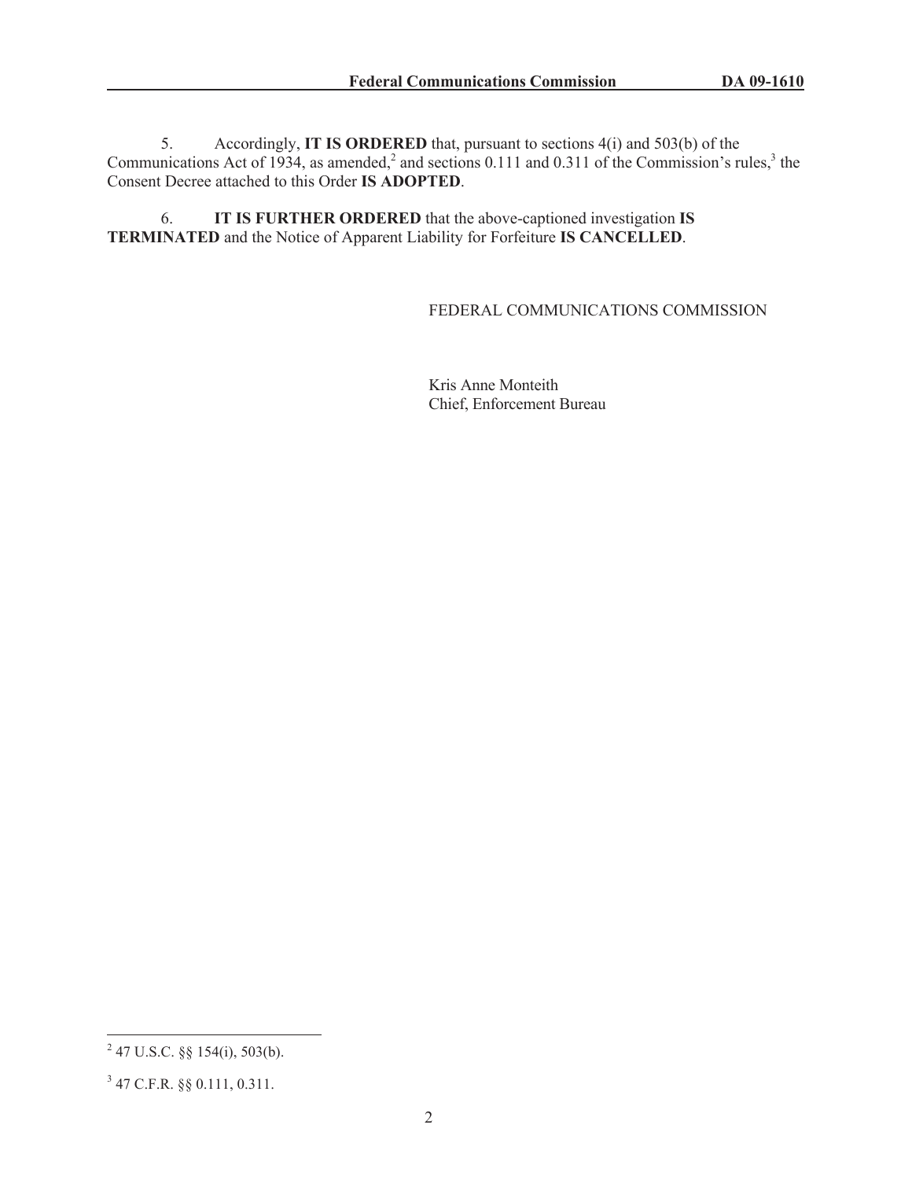5. Accordingly, **IT IS ORDERED** that, pursuant to sections 4(i) and 503(b) of the Communications Act of 1934, as amended,[2] and sections 0.111 and 0.311 of the Commission's rules,[3] the Consent Decree attached to this Order **IS ADOPTED**.

6. **IT IS FURTHER ORDERED** that the above-captioned investigation **IS TERMINATED** and the Notice of Apparent Liability for Forfeiture **IS CANCELLED**.

FEDERAL COMMUNICATIONS COMMISSION

Kris Anne Monteith
Chief, Enforcement Bureau

---

[2] 47 U.S.C. §§ 154(i), 503(b).

[3] 47 C.F.R. §§ 0.111, 0.311.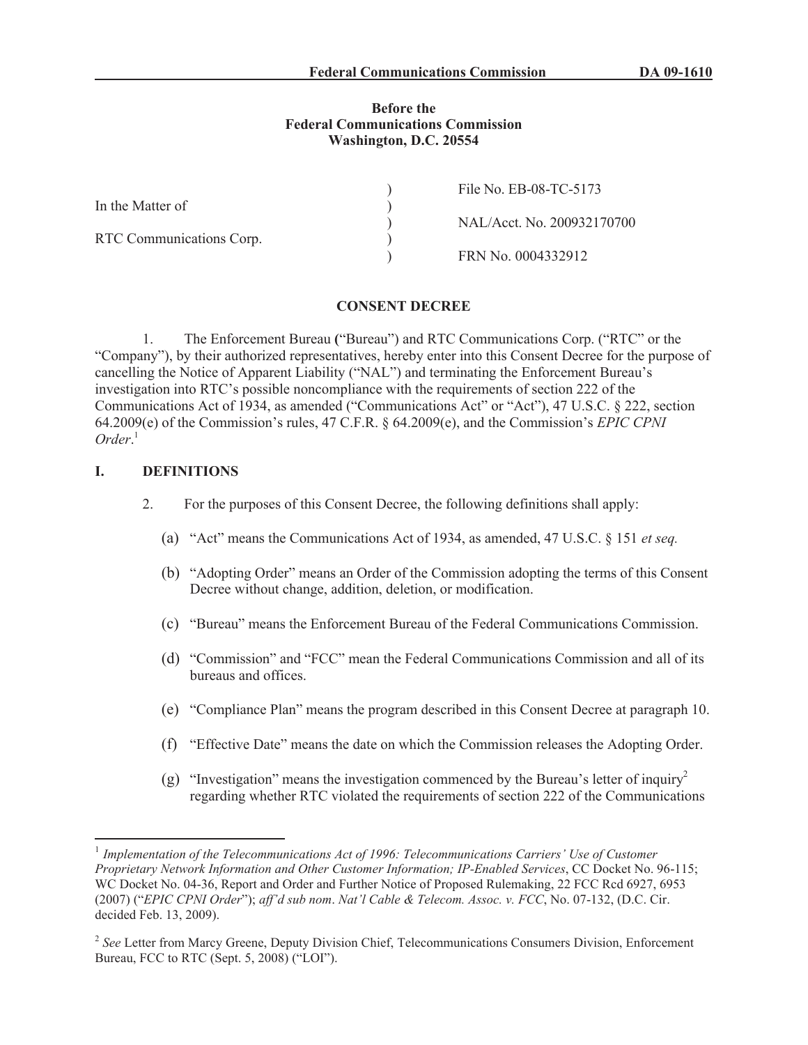**Before the**
**Federal Communications Commission**
**Washington, D.C. 20554**

| | | |
|---|---|---|
| In the Matter of | ) | File No. EB-08-TC-5173 |
| | ) | |
| RTC Communications Corp. | ) | NAL/Acct. No. 200932170700 |
| | ) | |
| | ) | FRN No. 0004332912 |

## CONSENT DECREE

1. The Enforcement Bureau ("Bureau") and RTC Communications Corp. ("RTC" or the "Company"), by their authorized representatives, hereby enter into this Consent Decree for the purpose of cancelling the Notice of Apparent Liability ("NAL") and terminating the Enforcement Bureau's investigation into RTC's possible noncompliance with the requirements of section 222 of the Communications Act of 1934, as amended ("Communications Act" or "Act"), 47 U.S.C. § 222, section 64.2009(e) of the Commission's rules, 47 C.F.R. § 64.2009(e), and the Commission's *EPIC CPNI Order*.[1]

## I. DEFINITIONS

2. For the purposes of this Consent Decree, the following definitions shall apply:

(a) "Act" means the Communications Act of 1934, as amended, 47 U.S.C. § 151 *et seq.*

(b) "Adopting Order" means an Order of the Commission adopting the terms of this Consent Decree without change, addition, deletion, or modification.

(c) "Bureau" means the Enforcement Bureau of the Federal Communications Commission.

(d) "Commission" and "FCC" mean the Federal Communications Commission and all of its bureaus and offices.

(e) "Compliance Plan" means the program described in this Consent Decree at paragraph 10.

(f) "Effective Date" means the date on which the Commission releases the Adopting Order.

(g) "Investigation" means the investigation commenced by the Bureau's letter of inquiry[2] regarding whether RTC violated the requirements of section 222 of the Communications

---

[1] *Implementation of the Telecommunications Act of 1996: Telecommunications Carriers' Use of Customer Proprietary Network Information and Other Customer Information; IP-Enabled Services*, CC Docket No. 96-115; WC Docket No. 04-36, Report and Order and Further Notice of Proposed Rulemaking, 22 FCC Rcd 6927, 6953 (2007) ("*EPIC CPNI Order*"); *aff'd sub nom*. *Nat'l Cable & Telecom. Assoc. v. FCC*, No. 07-132, (D.C. Cir. decided Feb. 13, 2009).

[2] *See* Letter from Marcy Greene, Deputy Division Chief, Telecommunications Consumers Division, Enforcement Bureau, FCC to RTC (Sept. 5, 2008) ("LOI").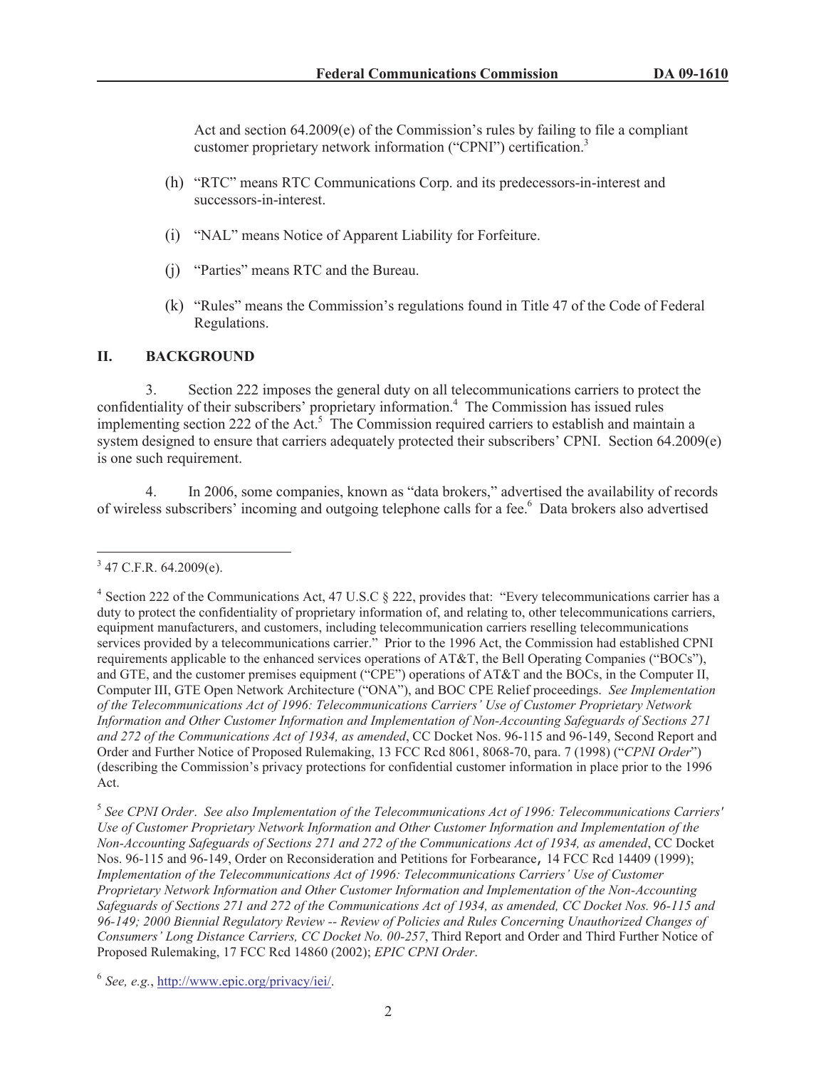Act and section 64.2009(e) of the Commission's rules by failing to file a compliant customer proprietary network information ("CPNI") certification.[3]

(h) "RTC" means RTC Communications Corp. and its predecessors-in-interest and successors-in-interest.

(i) "NAL" means Notice of Apparent Liability for Forfeiture.

(j) "Parties" means RTC and the Bureau.

(k) "Rules" means the Commission's regulations found in Title 47 of the Code of Federal Regulations.

## II. BACKGROUND

3. Section 222 imposes the general duty on all telecommunications carriers to protect the confidentiality of their subscribers' proprietary information.[4] The Commission has issued rules implementing section 222 of the Act.[5] The Commission required carriers to establish and maintain a system designed to ensure that carriers adequately protected their subscribers' CPNI. Section 64.2009(e) is one such requirement.

4. In 2006, some companies, known as "data brokers," advertised the availability of records of wireless subscribers' incoming and outgoing telephone calls for a fee.[6] Data brokers also advertised

---

[3] 47 C.F.R. 64.2009(e).

[4] Section 222 of the Communications Act, 47 U.S.C § 222, provides that: "Every telecommunications carrier has a duty to protect the confidentiality of proprietary information of, and relating to, other telecommunications carriers, equipment manufacturers, and customers, including telecommunication carriers reselling telecommunications services provided by a telecommunications carrier." Prior to the 1996 Act, the Commission had established CPNI requirements applicable to the enhanced services operations of AT&T, the Bell Operating Companies ("BOCs"), and GTE, and the customer premises equipment ("CPE") operations of AT&T and the BOCs, in the Computer II, Computer III, GTE Open Network Architecture ("ONA"), and BOC CPE Relief proceedings. *See Implementation of the Telecommunications Act of 1996: Telecommunications Carriers' Use of Customer Proprietary Network Information and Other Customer Information and Implementation of Non-Accounting Safeguards of Sections 271 and 272 of the Communications Act of 1934, as amended*, CC Docket Nos. 96-115 and 96-149, Second Report and Order and Further Notice of Proposed Rulemaking, 13 FCC Rcd 8061, 8068-70, para. 7 (1998) ("*CPNI Order*") (describing the Commission's privacy protections for confidential customer information in place prior to the 1996 Act.

[5] *See CPNI Order*. *See also Implementation of the Telecommunications Act of 1996: Telecommunications Carriers' Use of Customer Proprietary Network Information and Other Customer Information and Implementation of the Non-Accounting Safeguards of Sections 271 and 272 of the Communications Act of 1934, as amended*, CC Docket Nos. 96-115 and 96-149, Order on Reconsideration and Petitions for Forbearance, 14 FCC Rcd 14409 (1999); *Implementation of the Telecommunications Act of 1996: Telecommunications Carriers' Use of Customer Proprietary Network Information and Other Customer Information and Implementation of the Non-Accounting Safeguards of Sections 271 and 272 of the Communications Act of 1934, as amended, CC Docket Nos. 96-115 and 96-149; 2000 Biennial Regulatory Review -- Review of Policies and Rules Concerning Unauthorized Changes of Consumers' Long Distance Carriers, CC Docket No. 00-257*, Third Report and Order and Third Further Notice of Proposed Rulemaking, 17 FCC Rcd 14860 (2002); *EPIC CPNI Order*.

[6] *See, e.g.*, http://www.epic.org/privacy/iei/.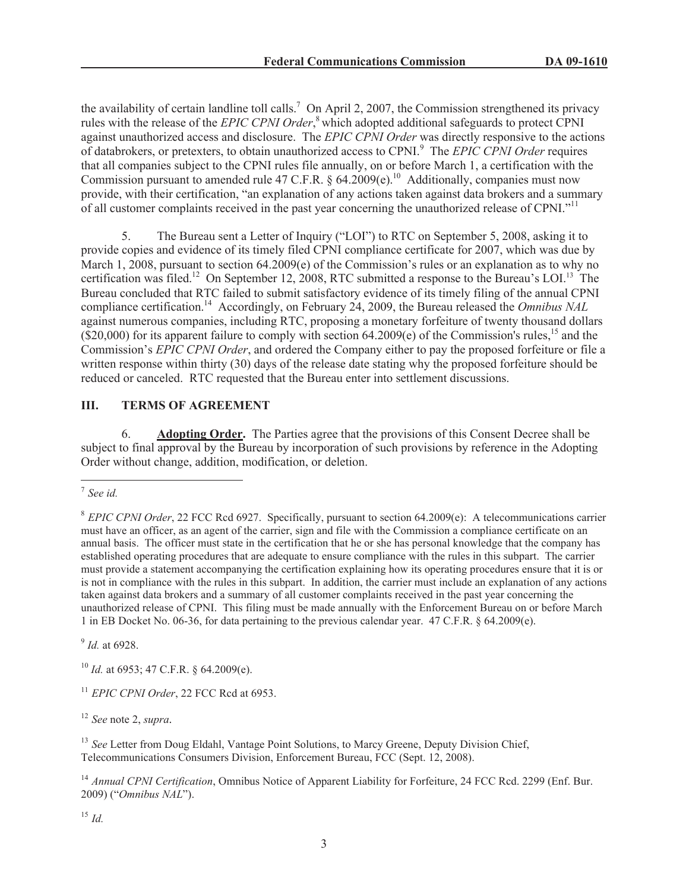the availability of certain landline toll calls.[7] On April 2, 2007, the Commission strengthened its privacy rules with the release of the *EPIC CPNI Order*,[8] which adopted additional safeguards to protect CPNI against unauthorized access and disclosure. The *EPIC CPNI Order* was directly responsive to the actions of databrokers, or pretexters, to obtain unauthorized access to CPNI.[9] The *EPIC CPNI Order* requires that all companies subject to the CPNI rules file annually, on or before March 1, a certification with the Commission pursuant to amended rule 47 C.F.R. § 64.2009(e).[10] Additionally, companies must now provide, with their certification, "an explanation of any actions taken against data brokers and a summary of all customer complaints received in the past year concerning the unauthorized release of CPNI."[11]

5. The Bureau sent a Letter of Inquiry ("LOI") to RTC on September 5, 2008, asking it to provide copies and evidence of its timely filed CPNI compliance certificate for 2007, which was due by March 1, 2008, pursuant to section 64.2009(e) of the Commission's rules or an explanation as to why no certification was filed.[12] On September 12, 2008, RTC submitted a response to the Bureau's LOI.[13] The Bureau concluded that RTC failed to submit satisfactory evidence of its timely filing of the annual CPNI compliance certification.[14] Accordingly, on February 24, 2009, the Bureau released the *Omnibus NAL* against numerous companies, including RTC, proposing a monetary forfeiture of twenty thousand dollars ($20,000) for its apparent failure to comply with section 64.2009(e) of the Commission's rules,[15] and the Commission's *EPIC CPNI Order*, and ordered the Company either to pay the proposed forfeiture or file a written response within thirty (30) days of the release date stating why the proposed forfeiture should be reduced or canceled. RTC requested that the Bureau enter into settlement discussions.

## III. TERMS OF AGREEMENT

6. **Adopting Order.** The Parties agree that the provisions of this Consent Decree shall be subject to final approval by the Bureau by incorporation of such provisions by reference in the Adopting Order without change, addition, modification, or deletion.

---

[7] *See id.*

[8] *EPIC CPNI Order*, 22 FCC Rcd 6927. Specifically, pursuant to section 64.2009(e): A telecommunications carrier must have an officer, as an agent of the carrier, sign and file with the Commission a compliance certificate on an annual basis. The officer must state in the certification that he or she has personal knowledge that the company has established operating procedures that are adequate to ensure compliance with the rules in this subpart. The carrier must provide a statement accompanying the certification explaining how its operating procedures ensure that it is or is not in compliance with the rules in this subpart. In addition, the carrier must include an explanation of any actions taken against data brokers and a summary of all customer complaints received in the past year concerning the unauthorized release of CPNI. This filing must be made annually with the Enforcement Bureau on or before March 1 in EB Docket No. 06-36, for data pertaining to the previous calendar year. 47 C.F.R. § 64.2009(e).

[9] *Id.* at 6928.

[10] *Id.* at 6953; 47 C.F.R. § 64.2009(e).

[11] *EPIC CPNI Order*, 22 FCC Rcd at 6953.

[12] *See* note 2, *supra*.

[13] *See* Letter from Doug Eldahl, Vantage Point Solutions, to Marcy Greene, Deputy Division Chief, Telecommunications Consumers Division, Enforcement Bureau, FCC (Sept. 12, 2008).

[14] *Annual CPNI Certification*, Omnibus Notice of Apparent Liability for Forfeiture, 24 FCC Rcd. 2299 (Enf. Bur. 2009) ("*Omnibus NAL*").

[15] *Id.*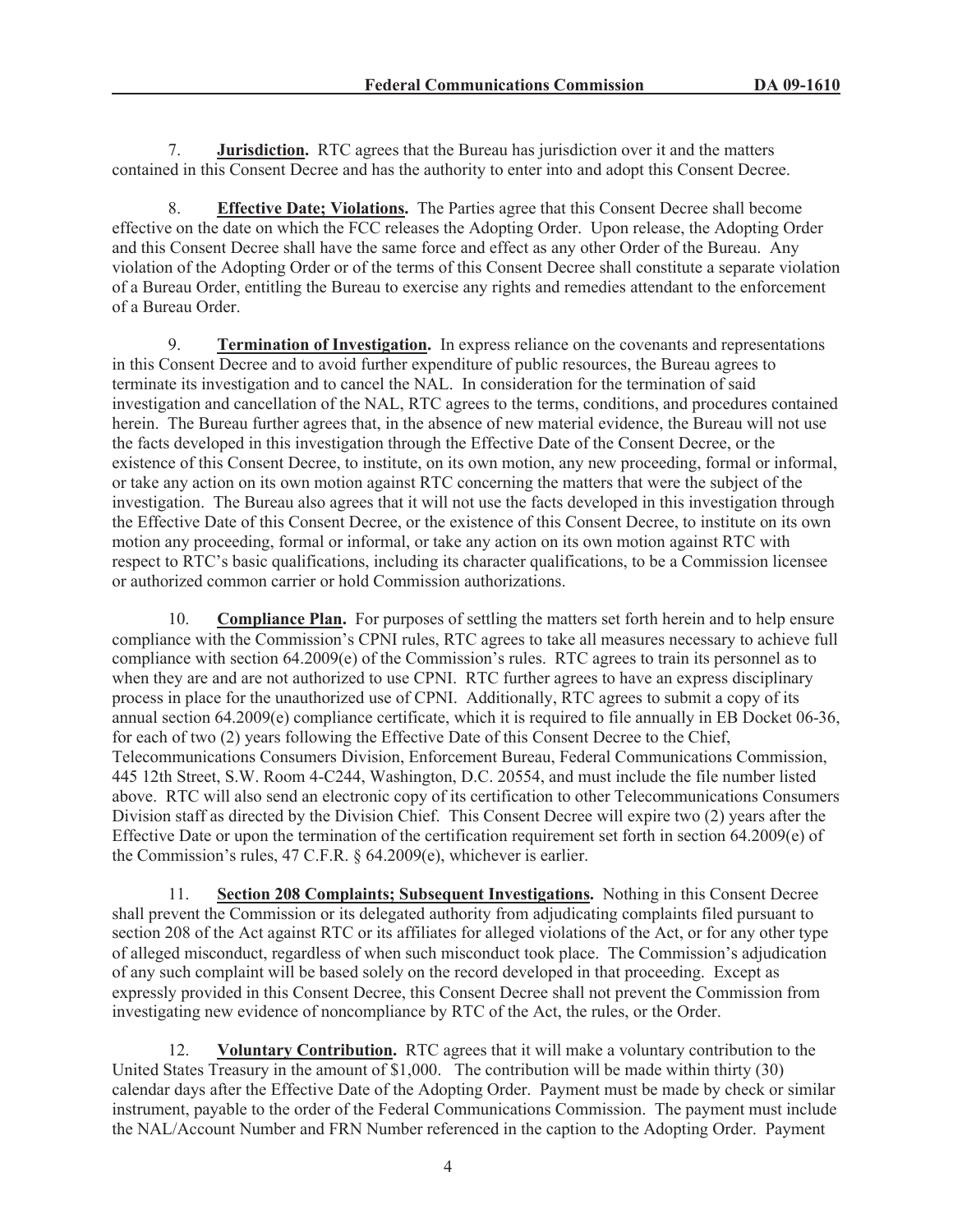7. **Jurisdiction.** RTC agrees that the Bureau has jurisdiction over it and the matters contained in this Consent Decree and has the authority to enter into and adopt this Consent Decree.

8. **Effective Date; Violations.** The Parties agree that this Consent Decree shall become effective on the date on which the FCC releases the Adopting Order. Upon release, the Adopting Order and this Consent Decree shall have the same force and effect as any other Order of the Bureau. Any violation of the Adopting Order or of the terms of this Consent Decree shall constitute a separate violation of a Bureau Order, entitling the Bureau to exercise any rights and remedies attendant to the enforcement of a Bureau Order.

9. **Termination of Investigation.** In express reliance on the covenants and representations in this Consent Decree and to avoid further expenditure of public resources, the Bureau agrees to terminate its investigation and to cancel the NAL. In consideration for the termination of said investigation and cancellation of the NAL, RTC agrees to the terms, conditions, and procedures contained herein. The Bureau further agrees that, in the absence of new material evidence, the Bureau will not use the facts developed in this investigation through the Effective Date of the Consent Decree, or the existence of this Consent Decree, to institute, on its own motion, any new proceeding, formal or informal, or take any action on its own motion against RTC concerning the matters that were the subject of the investigation. The Bureau also agrees that it will not use the facts developed in this investigation through the Effective Date of this Consent Decree, or the existence of this Consent Decree, to institute on its own motion any proceeding, formal or informal, or take any action on its own motion against RTC with respect to RTC's basic qualifications, including its character qualifications, to be a Commission licensee or authorized common carrier or hold Commission authorizations.

10. **Compliance Plan.** For purposes of settling the matters set forth herein and to help ensure compliance with the Commission's CPNI rules, RTC agrees to take all measures necessary to achieve full compliance with section 64.2009(e) of the Commission's rules. RTC agrees to train its personnel as to when they are and are not authorized to use CPNI. RTC further agrees to have an express disciplinary process in place for the unauthorized use of CPNI. Additionally, RTC agrees to submit a copy of its annual section 64.2009(e) compliance certificate, which it is required to file annually in EB Docket 06-36, for each of two (2) years following the Effective Date of this Consent Decree to the Chief, Telecommunications Consumers Division, Enforcement Bureau, Federal Communications Commission, 445 12th Street, S.W. Room 4-C244, Washington, D.C. 20554, and must include the file number listed above. RTC will also send an electronic copy of its certification to other Telecommunications Consumers Division staff as directed by the Division Chief. This Consent Decree will expire two (2) years after the Effective Date or upon the termination of the certification requirement set forth in section 64.2009(e) of the Commission's rules, 47 C.F.R. § 64.2009(e), whichever is earlier.

11. **Section 208 Complaints; Subsequent Investigations.** Nothing in this Consent Decree shall prevent the Commission or its delegated authority from adjudicating complaints filed pursuant to section 208 of the Act against RTC or its affiliates for alleged violations of the Act, or for any other type of alleged misconduct, regardless of when such misconduct took place. The Commission's adjudication of any such complaint will be based solely on the record developed in that proceeding. Except as expressly provided in this Consent Decree, this Consent Decree shall not prevent the Commission from investigating new evidence of noncompliance by RTC of the Act, the rules, or the Order.

12. **Voluntary Contribution.** RTC agrees that it will make a voluntary contribution to the United States Treasury in the amount of $1,000. The contribution will be made within thirty (30) calendar days after the Effective Date of the Adopting Order. Payment must be made by check or similar instrument, payable to the order of the Federal Communications Commission. The payment must include the NAL/Account Number and FRN Number referenced in the caption to the Adopting Order. Payment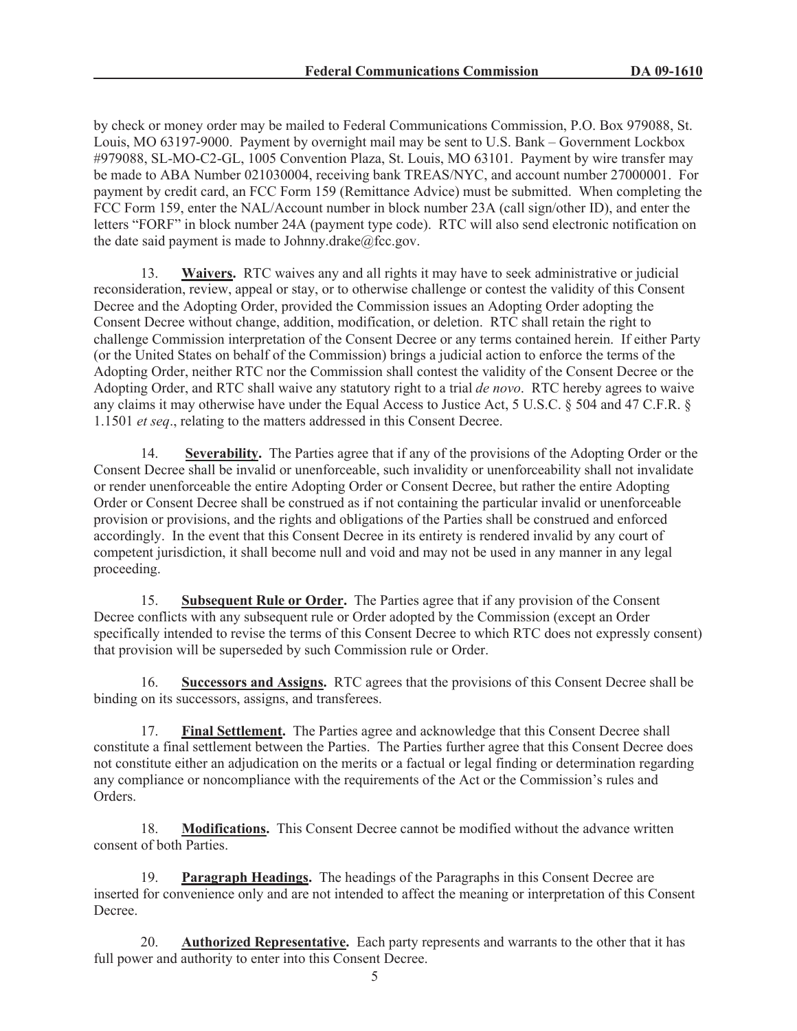by check or money order may be mailed to Federal Communications Commission, P.O. Box 979088, St. Louis, MO 63197-9000. Payment by overnight mail may be sent to U.S. Bank – Government Lockbox #979088, SL-MO-C2-GL, 1005 Convention Plaza, St. Louis, MO 63101. Payment by wire transfer may be made to ABA Number 021030004, receiving bank TREAS/NYC, and account number 27000001. For payment by credit card, an FCC Form 159 (Remittance Advice) must be submitted. When completing the FCC Form 159, enter the NAL/Account number in block number 23A (call sign/other ID), and enter the letters "FORF" in block number 24A (payment type code). RTC will also send electronic notification on the date said payment is made to Johnny.drake@fcc.gov.

13. **Waivers.** RTC waives any and all rights it may have to seek administrative or judicial reconsideration, review, appeal or stay, or to otherwise challenge or contest the validity of this Consent Decree and the Adopting Order, provided the Commission issues an Adopting Order adopting the Consent Decree without change, addition, modification, or deletion. RTC shall retain the right to challenge Commission interpretation of the Consent Decree or any terms contained herein. If either Party (or the United States on behalf of the Commission) brings a judicial action to enforce the terms of the Adopting Order, neither RTC nor the Commission shall contest the validity of the Consent Decree or the Adopting Order, and RTC shall waive any statutory right to a trial *de novo*. RTC hereby agrees to waive any claims it may otherwise have under the Equal Access to Justice Act, 5 U.S.C. § 504 and 47 C.F.R. § 1.1501 *et seq*., relating to the matters addressed in this Consent Decree.

14. **Severability.** The Parties agree that if any of the provisions of the Adopting Order or the Consent Decree shall be invalid or unenforceable, such invalidity or unenforceability shall not invalidate or render unenforceable the entire Adopting Order or Consent Decree, but rather the entire Adopting Order or Consent Decree shall be construed as if not containing the particular invalid or unenforceable provision or provisions, and the rights and obligations of the Parties shall be construed and enforced accordingly. In the event that this Consent Decree in its entirety is rendered invalid by any court of competent jurisdiction, it shall become null and void and may not be used in any manner in any legal proceeding.

15. **Subsequent Rule or Order.** The Parties agree that if any provision of the Consent Decree conflicts with any subsequent rule or Order adopted by the Commission (except an Order specifically intended to revise the terms of this Consent Decree to which RTC does not expressly consent) that provision will be superseded by such Commission rule or Order.

16. **Successors and Assigns.** RTC agrees that the provisions of this Consent Decree shall be binding on its successors, assigns, and transferees.

17. **Final Settlement.** The Parties agree and acknowledge that this Consent Decree shall constitute a final settlement between the Parties. The Parties further agree that this Consent Decree does not constitute either an adjudication on the merits or a factual or legal finding or determination regarding any compliance or noncompliance with the requirements of the Act or the Commission's rules and Orders.

18. **Modifications.** This Consent Decree cannot be modified without the advance written consent of both Parties.

19. **Paragraph Headings.** The headings of the Paragraphs in this Consent Decree are inserted for convenience only and are not intended to affect the meaning or interpretation of this Consent Decree.

20. **Authorized Representative.** Each party represents and warrants to the other that it has full power and authority to enter into this Consent Decree.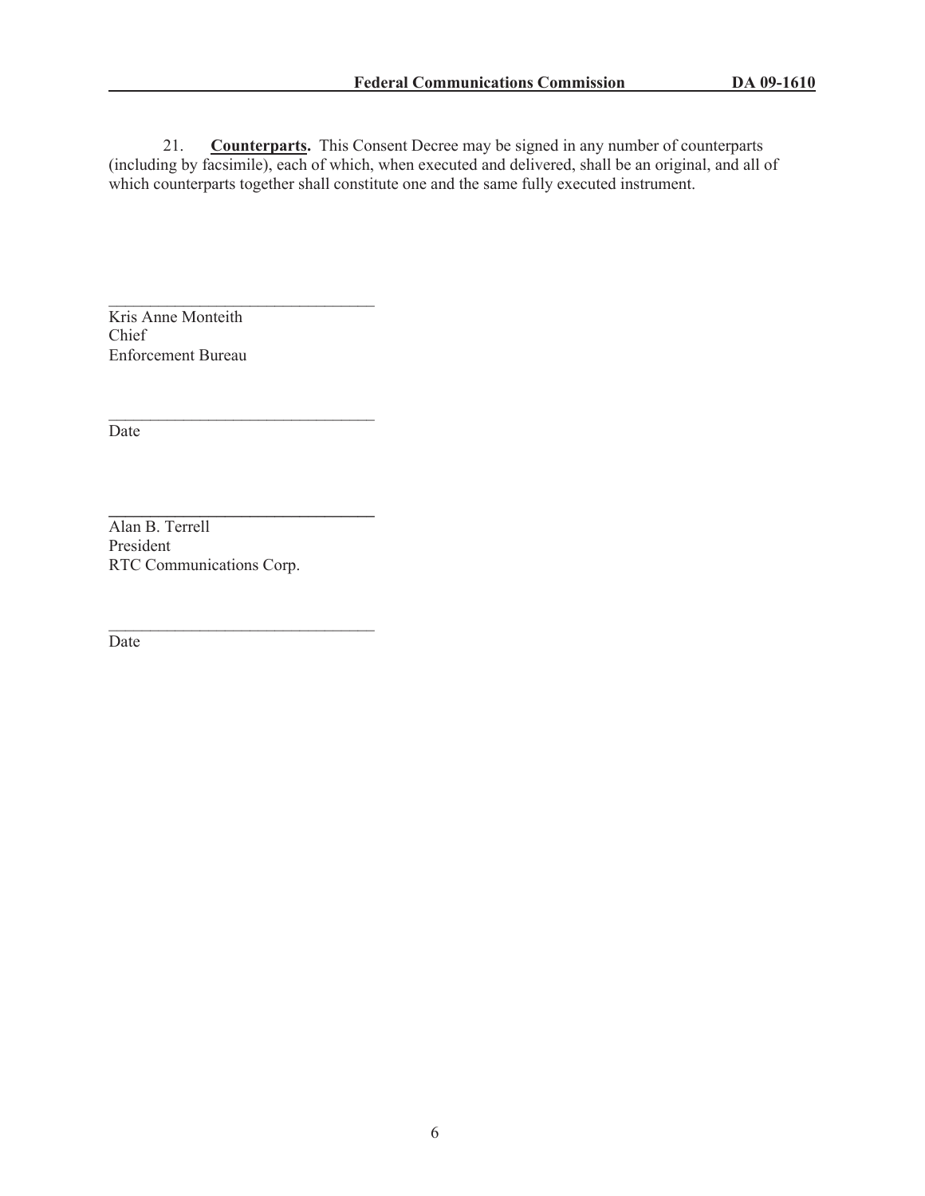21. **Counterparts.** This Consent Decree may be signed in any number of counterparts (including by facsimile), each of which, when executed and delivered, shall be an original, and all of which counterparts together shall constitute one and the same fully executed instrument.

\_\_\_\_\_\_\_\_\_\_\_\_\_\_\_\_\_\_\_\_\_\_\_\_\_\_\_\_\_\_\_\_

Kris Anne Monteith  
Chief  
Enforcement Bureau

\_\_\_\_\_\_\_\_\_\_\_\_\_\_\_\_\_\_\_\_\_\_\_\_\_\_\_\_\_\_\_\_

Date

\_\_\_\_\_\_\_\_\_\_\_\_\_\_\_\_\_\_\_\_\_\_\_\_\_\_\_\_\_\_\_\_

Alan B. Terrell  
President  
RTC Communications Corp.

\_\_\_\_\_\_\_\_\_\_\_\_\_\_\_\_\_\_\_\_\_\_\_\_\_\_\_\_\_\_\_\_

Date